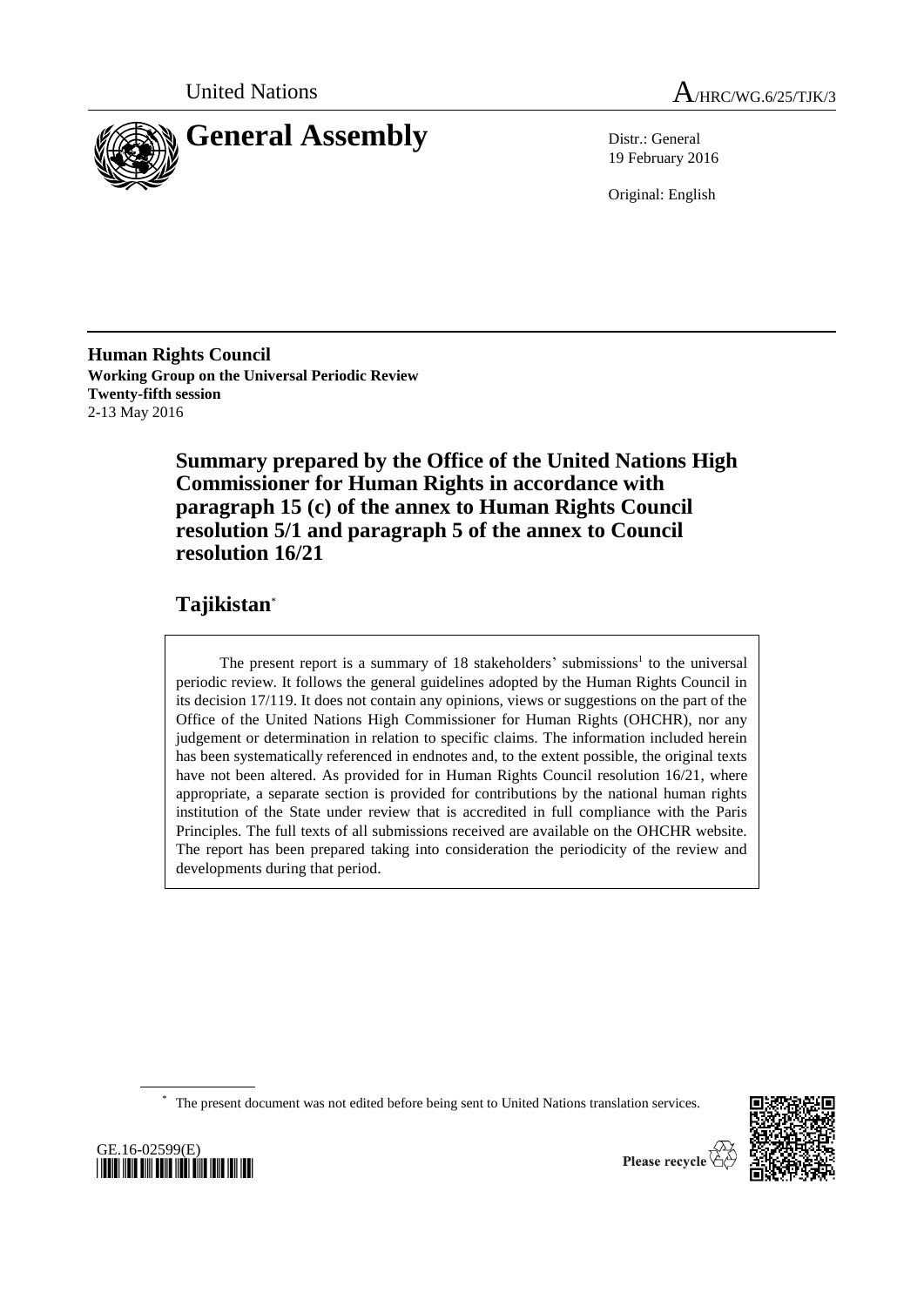United Nations

A/HRC/WG.6/25/TJK/3

# General Assembly

Distr.: General
19 February 2016

Original: English

**Human Rights Council**
**Working Group on the Universal Periodic Review**
**Twenty-fifth session**
2-13 May 2016

## Summary prepared by the Office of the United Nations High Commissioner for Human Rights in accordance with paragraph 15 (c) of the annex to Human Rights Council resolution 5/1 and paragraph 5 of the annex to Council resolution 16/21

## Tajikistan*

The present report is a summary of 18 stakeholders' submissions[1] to the universal periodic review. It follows the general guidelines adopted by the Human Rights Council in its decision 17/119. It does not contain any opinions, views or suggestions on the part of the Office of the United Nations High Commissioner for Human Rights (OHCHR), nor any judgement or determination in relation to specific claims. The information included herein has been systematically referenced in endnotes and, to the extent possible, the original texts have not been altered. As provided for in Human Rights Council resolution 16/21, where appropriate, a separate section is provided for contributions by the national human rights institution of the State under review that is accredited in full compliance with the Paris Principles. The full texts of all submissions received are available on the OHCHR website. The report has been prepared taking into consideration the periodicity of the review and developments during that period.

* The present document was not edited before being sent to United Nations translation services.

GE.16-02599(E)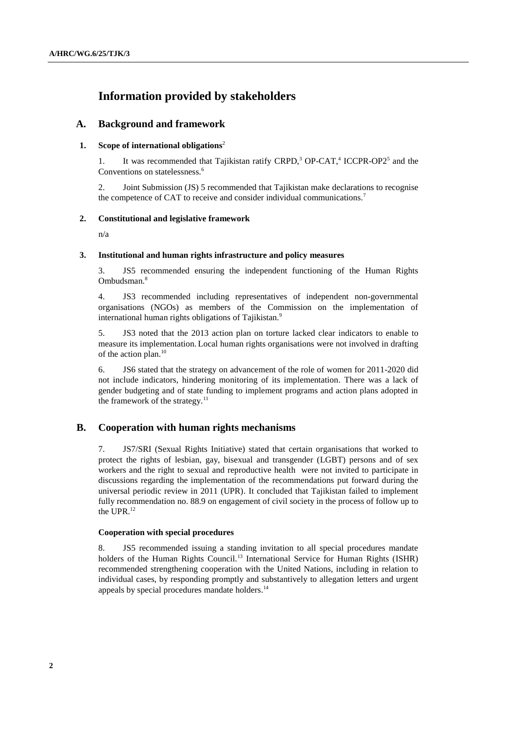# Information provided by stakeholders

## A. Background and framework

### 1. Scope of international obligations[2]

1. It was recommended that Tajikistan ratify CRPD,[3] OP-CAT,[4] ICCPR-OP2[5] and the Conventions on statelessness.[6]

2. Joint Submission (JS) 5 recommended that Tajikistan make declarations to recognise the competence of CAT to receive and consider individual communications.[7]

### 2. Constitutional and legislative framework

n/a

### 3. Institutional and human rights infrastructure and policy measures

3. JS5 recommended ensuring the independent functioning of the Human Rights Ombudsman.[8]

4. JS3 recommended including representatives of independent non-governmental organisations (NGOs) as members of the Commission on the implementation of international human rights obligations of Tajikistan.[9]

5. JS3 noted that the 2013 action plan on torture lacked clear indicators to enable to measure its implementation. Local human rights organisations were not involved in drafting of the action plan.[10]

6. JS6 stated that the strategy on advancement of the role of women for 2011-2020 did not include indicators, hindering monitoring of its implementation. There was a lack of gender budgeting and of state funding to implement programs and action plans adopted in the framework of the strategy.[11]

## B. Cooperation with human rights mechanisms

7. JS7/SRI (Sexual Rights Initiative) stated that certain organisations that worked to protect the rights of lesbian, gay, bisexual and transgender (LGBT) persons and of sex workers and the right to sexual and reproductive health were not invited to participate in discussions regarding the implementation of the recommendations put forward during the universal periodic review in 2011 (UPR). It concluded that Tajikistan failed to implement fully recommendation no. 88.9 on engagement of civil society in the process of follow up to the UPR.[12]

#### Cooperation with special procedures

8. JS5 recommended issuing a standing invitation to all special procedures mandate holders of the Human Rights Council.[13] International Service for Human Rights (ISHR) recommended strengthening cooperation with the United Nations, including in relation to individual cases, by responding promptly and substantively to allegation letters and urgent appeals by special procedures mandate holders.[14]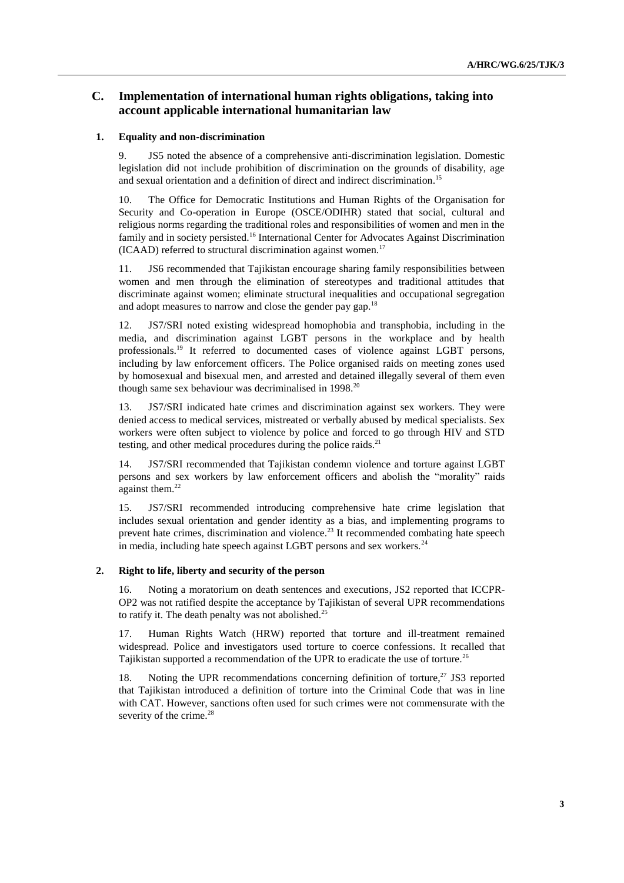## C. Implementation of international human rights obligations, taking into account applicable international humanitarian law

### 1. Equality and non-discrimination

9. JS5 noted the absence of a comprehensive anti-discrimination legislation. Domestic legislation did not include prohibition of discrimination on the grounds of disability, age and sexual orientation and a definition of direct and indirect discrimination.[15]

10. The Office for Democratic Institutions and Human Rights of the Organisation for Security and Co-operation in Europe (OSCE/ODIHR) stated that social, cultural and religious norms regarding the traditional roles and responsibilities of women and men in the family and in society persisted.[16] International Center for Advocates Against Discrimination (ICAAD) referred to structural discrimination against women.[17]

11. JS6 recommended that Tajikistan encourage sharing family responsibilities between women and men through the elimination of stereotypes and traditional attitudes that discriminate against women; eliminate structural inequalities and occupational segregation and adopt measures to narrow and close the gender pay gap.[18]

12. JS7/SRI noted existing widespread homophobia and transphobia, including in the media, and discrimination against LGBT persons in the workplace and by health professionals.[19] It referred to documented cases of violence against LGBT persons, including by law enforcement officers. The Police organised raids on meeting zones used by homosexual and bisexual men, and arrested and detained illegally several of them even though same sex behaviour was decriminalised in 1998.[20]

13. JS7/SRI indicated hate crimes and discrimination against sex workers. They were denied access to medical services, mistreated or verbally abused by medical specialists. Sex workers were often subject to violence by police and forced to go through HIV and STD testing, and other medical procedures during the police raids.[21]

14. JS7/SRI recommended that Tajikistan condemn violence and torture against LGBT persons and sex workers by law enforcement officers and abolish the "morality" raids against them.[22]

15. JS7/SRI recommended introducing comprehensive hate crime legislation that includes sexual orientation and gender identity as a bias, and implementing programs to prevent hate crimes, discrimination and violence.[23] It recommended combating hate speech in media, including hate speech against LGBT persons and sex workers.[24]

### 2. Right to life, liberty and security of the person

16. Noting a moratorium on death sentences and executions, JS2 reported that ICCPR-OP2 was not ratified despite the acceptance by Tajikistan of several UPR recommendations to ratify it. The death penalty was not abolished.[25]

17. Human Rights Watch (HRW) reported that torture and ill-treatment remained widespread. Police and investigators used torture to coerce confessions. It recalled that Tajikistan supported a recommendation of the UPR to eradicate the use of torture.[26]

18. Noting the UPR recommendations concerning definition of torture,[27] JS3 reported that Tajikistan introduced a definition of torture into the Criminal Code that was in line with CAT. However, sanctions often used for such crimes were not commensurate with the severity of the crime.[28]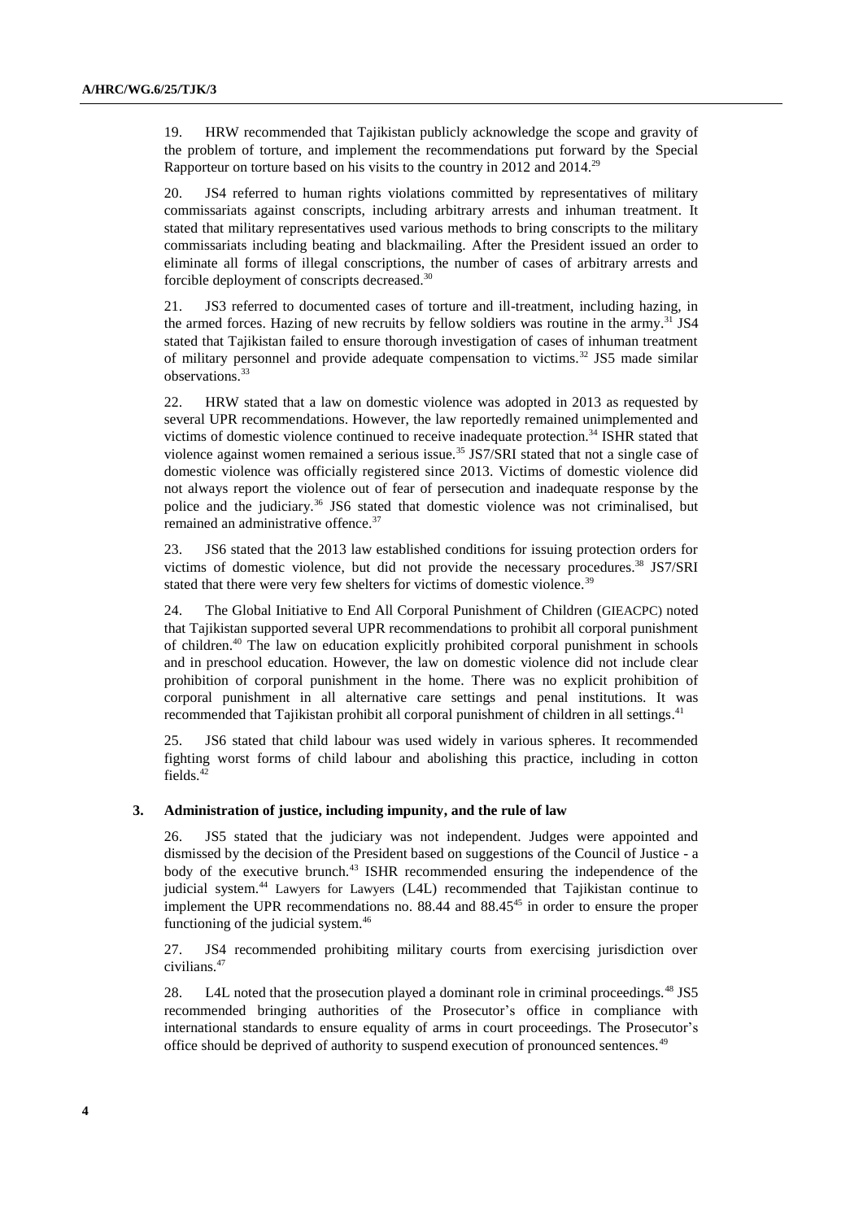19. HRW recommended that Tajikistan publicly acknowledge the scope and gravity of the problem of torture, and implement the recommendations put forward by the Special Rapporteur on torture based on his visits to the country in 2012 and 2014.[29]

20. JS4 referred to human rights violations committed by representatives of military commissariats against conscripts, including arbitrary arrests and inhuman treatment. It stated that military representatives used various methods to bring conscripts to the military commissariats including beating and blackmailing. After the President issued an order to eliminate all forms of illegal conscriptions, the number of cases of arbitrary arrests and forcible deployment of conscripts decreased.[30]

21. JS3 referred to documented cases of torture and ill-treatment, including hazing, in the armed forces. Hazing of new recruits by fellow soldiers was routine in the army.[31] JS4 stated that Tajikistan failed to ensure thorough investigation of cases of inhuman treatment of military personnel and provide adequate compensation to victims.[32] JS5 made similar observations.[33]

22. HRW stated that a law on domestic violence was adopted in 2013 as requested by several UPR recommendations. However, the law reportedly remained unimplemented and victims of domestic violence continued to receive inadequate protection.[34] ISHR stated that violence against women remained a serious issue.[35] JS7/SRI stated that not a single case of domestic violence was officially registered since 2013. Victims of domestic violence did not always report the violence out of fear of persecution and inadequate response by the police and the judiciary.[36] JS6 stated that domestic violence was not criminalised, but remained an administrative offence.[37]

23. JS6 stated that the 2013 law established conditions for issuing protection orders for victims of domestic violence, but did not provide the necessary procedures.[38] JS7/SRI stated that there were very few shelters for victims of domestic violence.[39]

24. The Global Initiative to End All Corporal Punishment of Children (GIEACPC) noted that Tajikistan supported several UPR recommendations to prohibit all corporal punishment of children.[40] The law on education explicitly prohibited corporal punishment in schools and in preschool education. However, the law on domestic violence did not include clear prohibition of corporal punishment in the home. There was no explicit prohibition of corporal punishment in all alternative care settings and penal institutions. It was recommended that Tajikistan prohibit all corporal punishment of children in all settings.[41]

25. JS6 stated that child labour was used widely in various spheres. It recommended fighting worst forms of child labour and abolishing this practice, including in cotton fields.[42]

### 3. Administration of justice, including impunity, and the rule of law

26. JS5 stated that the judiciary was not independent. Judges were appointed and dismissed by the decision of the President based on suggestions of the Council of Justice - a body of the executive brunch.[43] ISHR recommended ensuring the independence of the judicial system.[44] Lawyers for Lawyers (L4L) recommended that Tajikistan continue to implement the UPR recommendations no. 88.44 and 88.45[45] in order to ensure the proper functioning of the judicial system.[46]

27. JS4 recommended prohibiting military courts from exercising jurisdiction over civilians.[47]

28. L4L noted that the prosecution played a dominant role in criminal proceedings.[48] JS5 recommended bringing authorities of the Prosecutor's office in compliance with international standards to ensure equality of arms in court proceedings. The Prosecutor's office should be deprived of authority to suspend execution of pronounced sentences.[49]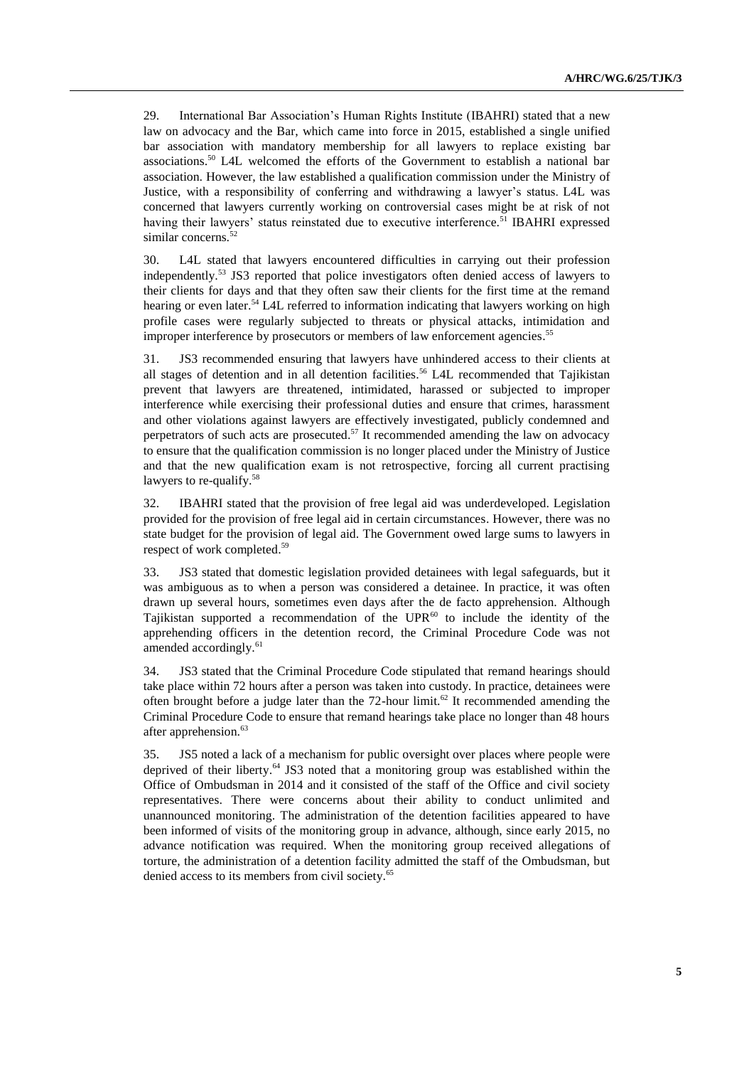29. International Bar Association's Human Rights Institute (IBAHRI) stated that a new law on advocacy and the Bar, which came into force in 2015, established a single unified bar association with mandatory membership for all lawyers to replace existing bar associations.[50] L4L welcomed the efforts of the Government to establish a national bar association. However, the law established a qualification commission under the Ministry of Justice, with a responsibility of conferring and withdrawing a lawyer's status. L4L was concerned that lawyers currently working on controversial cases might be at risk of not having their lawyers' status reinstated due to executive interference.[51] IBAHRI expressed similar concerns.[52]

30. L4L stated that lawyers encountered difficulties in carrying out their profession independently.[53] JS3 reported that police investigators often denied access of lawyers to their clients for days and that they often saw their clients for the first time at the remand hearing or even later.[54] L4L referred to information indicating that lawyers working on high profile cases were regularly subjected to threats or physical attacks, intimidation and improper interference by prosecutors or members of law enforcement agencies.[55]

31. JS3 recommended ensuring that lawyers have unhindered access to their clients at all stages of detention and in all detention facilities.[56] L4L recommended that Tajikistan prevent that lawyers are threatened, intimidated, harassed or subjected to improper interference while exercising their professional duties and ensure that crimes, harassment and other violations against lawyers are effectively investigated, publicly condemned and perpetrators of such acts are prosecuted.[57] It recommended amending the law on advocacy to ensure that the qualification commission is no longer placed under the Ministry of Justice and that the new qualification exam is not retrospective, forcing all current practising lawyers to re-qualify.[58]

32. IBAHRI stated that the provision of free legal aid was underdeveloped. Legislation provided for the provision of free legal aid in certain circumstances. However, there was no state budget for the provision of legal aid. The Government owed large sums to lawyers in respect of work completed.[59]

33. JS3 stated that domestic legislation provided detainees with legal safeguards, but it was ambiguous as to when a person was considered a detainee. In practice, it was often drawn up several hours, sometimes even days after the de facto apprehension. Although Tajikistan supported a recommendation of the UPR[60] to include the identity of the apprehending officers in the detention record, the Criminal Procedure Code was not amended accordingly.[61]

34. JS3 stated that the Criminal Procedure Code stipulated that remand hearings should take place within 72 hours after a person was taken into custody. In practice, detainees were often brought before a judge later than the 72-hour limit.[62] It recommended amending the Criminal Procedure Code to ensure that remand hearings take place no longer than 48 hours after apprehension.[63]

35. JS5 noted a lack of a mechanism for public oversight over places where people were deprived of their liberty.[64] JS3 noted that a monitoring group was established within the Office of Ombudsman in 2014 and it consisted of the staff of the Office and civil society representatives. There were concerns about their ability to conduct unlimited and unannounced monitoring. The administration of the detention facilities appeared to have been informed of visits of the monitoring group in advance, although, since early 2015, no advance notification was required. When the monitoring group received allegations of torture, the administration of a detention facility admitted the staff of the Ombudsman, but denied access to its members from civil society.[65]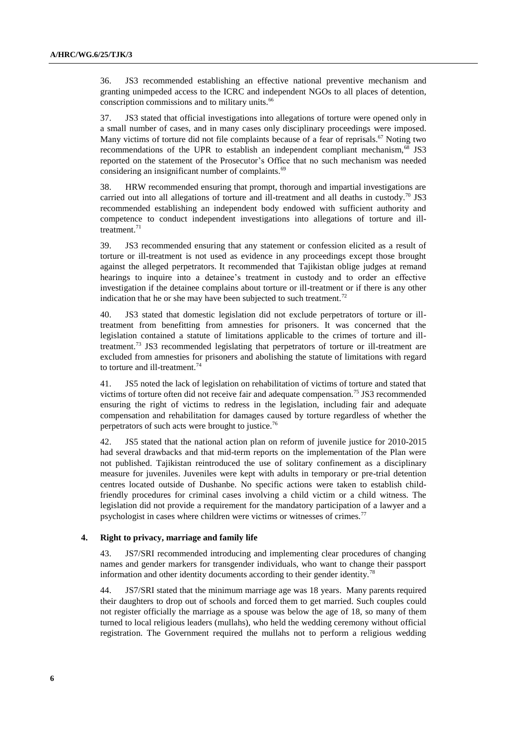36. JS3 recommended establishing an effective national preventive mechanism and granting unimpeded access to the ICRC and independent NGOs to all places of detention, conscription commissions and to military units.[66]

37. JS3 stated that official investigations into allegations of torture were opened only in a small number of cases, and in many cases only disciplinary proceedings were imposed. Many victims of torture did not file complaints because of a fear of reprisals.[67] Noting two recommendations of the UPR to establish an independent compliant mechanism,[68] JS3 reported on the statement of the Prosecutor's Office that no such mechanism was needed considering an insignificant number of complaints.[69]

38. HRW recommended ensuring that prompt, thorough and impartial investigations are carried out into all allegations of torture and ill-treatment and all deaths in custody.[70] JS3 recommended establishing an independent body endowed with sufficient authority and competence to conduct independent investigations into allegations of torture and ill-treatment.[71]

39. JS3 recommended ensuring that any statement or confession elicited as a result of torture or ill-treatment is not used as evidence in any proceedings except those brought against the alleged perpetrators. It recommended that Tajikistan oblige judges at remand hearings to inquire into a detainee's treatment in custody and to order an effective investigation if the detainee complains about torture or ill-treatment or if there is any other indication that he or she may have been subjected to such treatment.[72]

40. JS3 stated that domestic legislation did not exclude perpetrators of torture or ill-treatment from benefitting from amnesties for prisoners. It was concerned that the legislation contained a statute of limitations applicable to the crimes of torture and ill-treatment.[73] JS3 recommended legislating that perpetrators of torture or ill-treatment are excluded from amnesties for prisoners and abolishing the statute of limitations with regard to torture and ill-treatment.[74]

41. JS5 noted the lack of legislation on rehabilitation of victims of torture and stated that victims of torture often did not receive fair and adequate compensation.[75] JS3 recommended ensuring the right of victims to redress in the legislation, including fair and adequate compensation and rehabilitation for damages caused by torture regardless of whether the perpetrators of such acts were brought to justice.[76]

42. JS5 stated that the national action plan on reform of juvenile justice for 2010-2015 had several drawbacks and that mid-term reports on the implementation of the Plan were not published. Tajikistan reintroduced the use of solitary confinement as a disciplinary measure for juveniles. Juveniles were kept with adults in temporary or pre-trial detention centres located outside of Dushanbe. No specific actions were taken to establish child-friendly procedures for criminal cases involving a child victim or a child witness. The legislation did not provide a requirement for the mandatory participation of a lawyer and a psychologist in cases where children were victims or witnesses of crimes.[77]

### 4. Right to privacy, marriage and family life

43. JS7/SRI recommended introducing and implementing clear procedures of changing names and gender markers for transgender individuals, who want to change their passport information and other identity documents according to their gender identity.[78]

44. JS7/SRI stated that the minimum marriage age was 18 years. Many parents required their daughters to drop out of schools and forced them to get married. Such couples could not register officially the marriage as a spouse was below the age of 18, so many of them turned to local religious leaders (mullahs), who held the wedding ceremony without official registration. The Government required the mullahs not to perform a religious wedding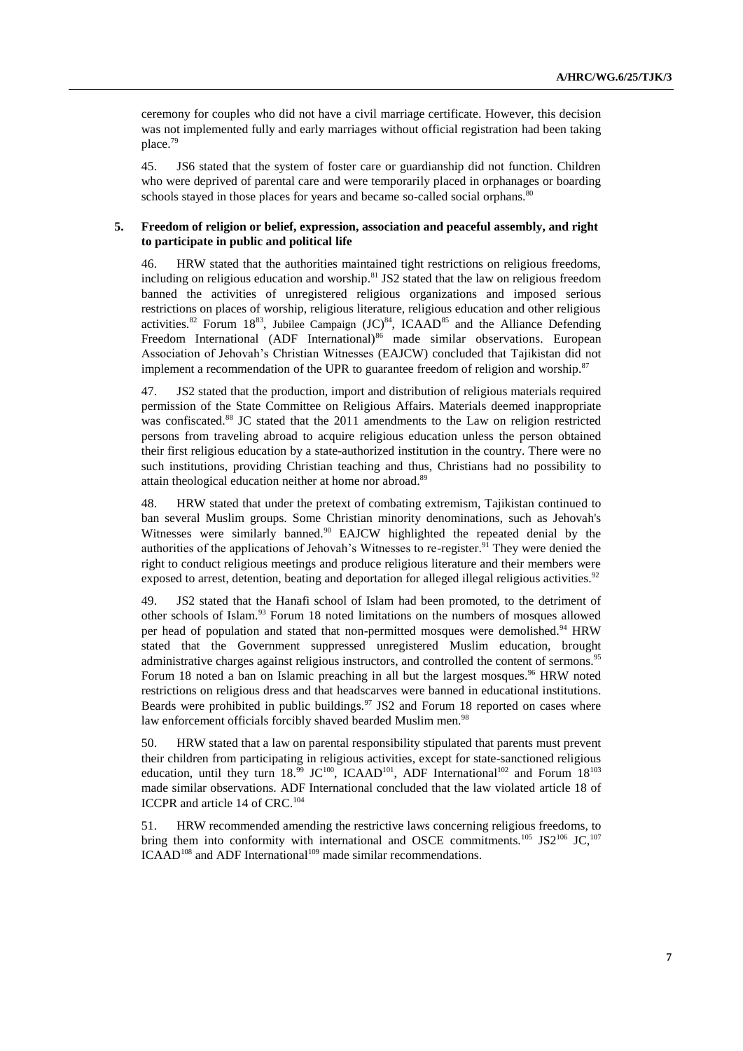ceremony for couples who did not have a civil marriage certificate. However, this decision was not implemented fully and early marriages without official registration had been taking place.[79]

45. JS6 stated that the system of foster care or guardianship did not function. Children who were deprived of parental care and were temporarily placed in orphanages or boarding schools stayed in those places for years and became so-called social orphans.[80]

### 5. Freedom of religion or belief, expression, association and peaceful assembly, and right to participate in public and political life

46. HRW stated that the authorities maintained tight restrictions on religious freedoms, including on religious education and worship.[81] JS2 stated that the law on religious freedom banned the activities of unregistered religious organizations and imposed serious restrictions on places of worship, religious literature, religious education and other religious activities.[82] Forum 18[83], Jubilee Campaign (JC)[84], ICAAD[85] and the Alliance Defending Freedom International (ADF International)[86] made similar observations. European Association of Jehovah's Christian Witnesses (EAJCW) concluded that Tajikistan did not implement a recommendation of the UPR to guarantee freedom of religion and worship.[87]

47. JS2 stated that the production, import and distribution of religious materials required permission of the State Committee on Religious Affairs. Materials deemed inappropriate was confiscated.[88] JC stated that the 2011 amendments to the Law on religion restricted persons from traveling abroad to acquire religious education unless the person obtained their first religious education by a state-authorized institution in the country. There were no such institutions, providing Christian teaching and thus, Christians had no possibility to attain theological education neither at home nor abroad.[89]

48. HRW stated that under the pretext of combating extremism, Tajikistan continued to ban several Muslim groups. Some Christian minority denominations, such as Jehovah's Witnesses were similarly banned.[90] EAJCW highlighted the repeated denial by the authorities of the applications of Jehovah's Witnesses to re-register.[91] They were denied the right to conduct religious meetings and produce religious literature and their members were exposed to arrest, detention, beating and deportation for alleged illegal religious activities.[92]

49. JS2 stated that the Hanafi school of Islam had been promoted, to the detriment of other schools of Islam.[93] Forum 18 noted limitations on the numbers of mosques allowed per head of population and stated that non-permitted mosques were demolished.[94] HRW stated that the Government suppressed unregistered Muslim education, brought administrative charges against religious instructors, and controlled the content of sermons.[95] Forum 18 noted a ban on Islamic preaching in all but the largest mosques.[96] HRW noted restrictions on religious dress and that headscarves were banned in educational institutions. Beards were prohibited in public buildings.[97] JS2 and Forum 18 reported on cases where law enforcement officials forcibly shaved bearded Muslim men.[98]

50. HRW stated that a law on parental responsibility stipulated that parents must prevent their children from participating in religious activities, except for state-sanctioned religious education, until they turn 18.[99] JC[100], ICAAD[101], ADF International[102] and Forum 18[103] made similar observations. ADF International concluded that the law violated article 18 of ICCPR and article 14 of CRC.[104]

51. HRW recommended amending the restrictive laws concerning religious freedoms, to bring them into conformity with international and OSCE commitments.[105] JS2[106] JC,[107] ICAAD[108] and ADF International[109] made similar recommendations.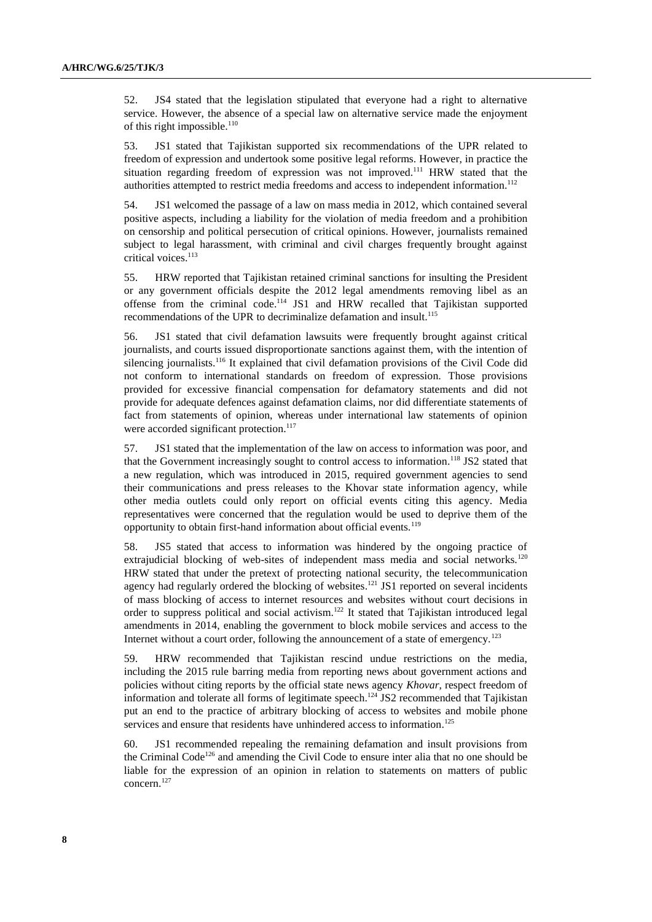52. JS4 stated that the legislation stipulated that everyone had a right to alternative service. However, the absence of a special law on alternative service made the enjoyment of this right impossible.[110]

53. JS1 stated that Tajikistan supported six recommendations of the UPR related to freedom of expression and undertook some positive legal reforms. However, in practice the situation regarding freedom of expression was not improved.[111] HRW stated that the authorities attempted to restrict media freedoms and access to independent information.[112]

54. JS1 welcomed the passage of a law on mass media in 2012, which contained several positive aspects, including a liability for the violation of media freedom and a prohibition on censorship and political persecution of critical opinions. However, journalists remained subject to legal harassment, with criminal and civil charges frequently brought against critical voices.[113]

55. HRW reported that Tajikistan retained criminal sanctions for insulting the President or any government officials despite the 2012 legal amendments removing libel as an offense from the criminal code.[114] JS1 and HRW recalled that Tajikistan supported recommendations of the UPR to decriminalize defamation and insult.[115]

56. JS1 stated that civil defamation lawsuits were frequently brought against critical journalists, and courts issued disproportionate sanctions against them, with the intention of silencing journalists.[116] It explained that civil defamation provisions of the Civil Code did not conform to international standards on freedom of expression. Those provisions provided for excessive financial compensation for defamatory statements and did not provide for adequate defences against defamation claims, nor did differentiate statements of fact from statements of opinion, whereas under international law statements of opinion were accorded significant protection.[117]

57. JS1 stated that the implementation of the law on access to information was poor, and that the Government increasingly sought to control access to information.[118] JS2 stated that a new regulation, which was introduced in 2015, required government agencies to send their communications and press releases to the Khovar state information agency, while other media outlets could only report on official events citing this agency. Media representatives were concerned that the regulation would be used to deprive them of the opportunity to obtain first-hand information about official events.[119]

58. JS5 stated that access to information was hindered by the ongoing practice of extrajudicial blocking of web-sites of independent mass media and social networks.[120] HRW stated that under the pretext of protecting national security, the telecommunication agency had regularly ordered the blocking of websites.[121] JS1 reported on several incidents of mass blocking of access to internet resources and websites without court decisions in order to suppress political and social activism.[122] It stated that Tajikistan introduced legal amendments in 2014, enabling the government to block mobile services and access to the Internet without a court order, following the announcement of a state of emergency.[123]

59. HRW recommended that Tajikistan rescind undue restrictions on the media, including the 2015 rule barring media from reporting news about government actions and policies without citing reports by the official state news agency *Khovar*, respect freedom of information and tolerate all forms of legitimate speech.[124] JS2 recommended that Tajikistan put an end to the practice of arbitrary blocking of access to websites and mobile phone services and ensure that residents have unhindered access to information.[125]

60. JS1 recommended repealing the remaining defamation and insult provisions from the Criminal Code[126] and amending the Civil Code to ensure inter alia that no one should be liable for the expression of an opinion in relation to statements on matters of public concern.[127]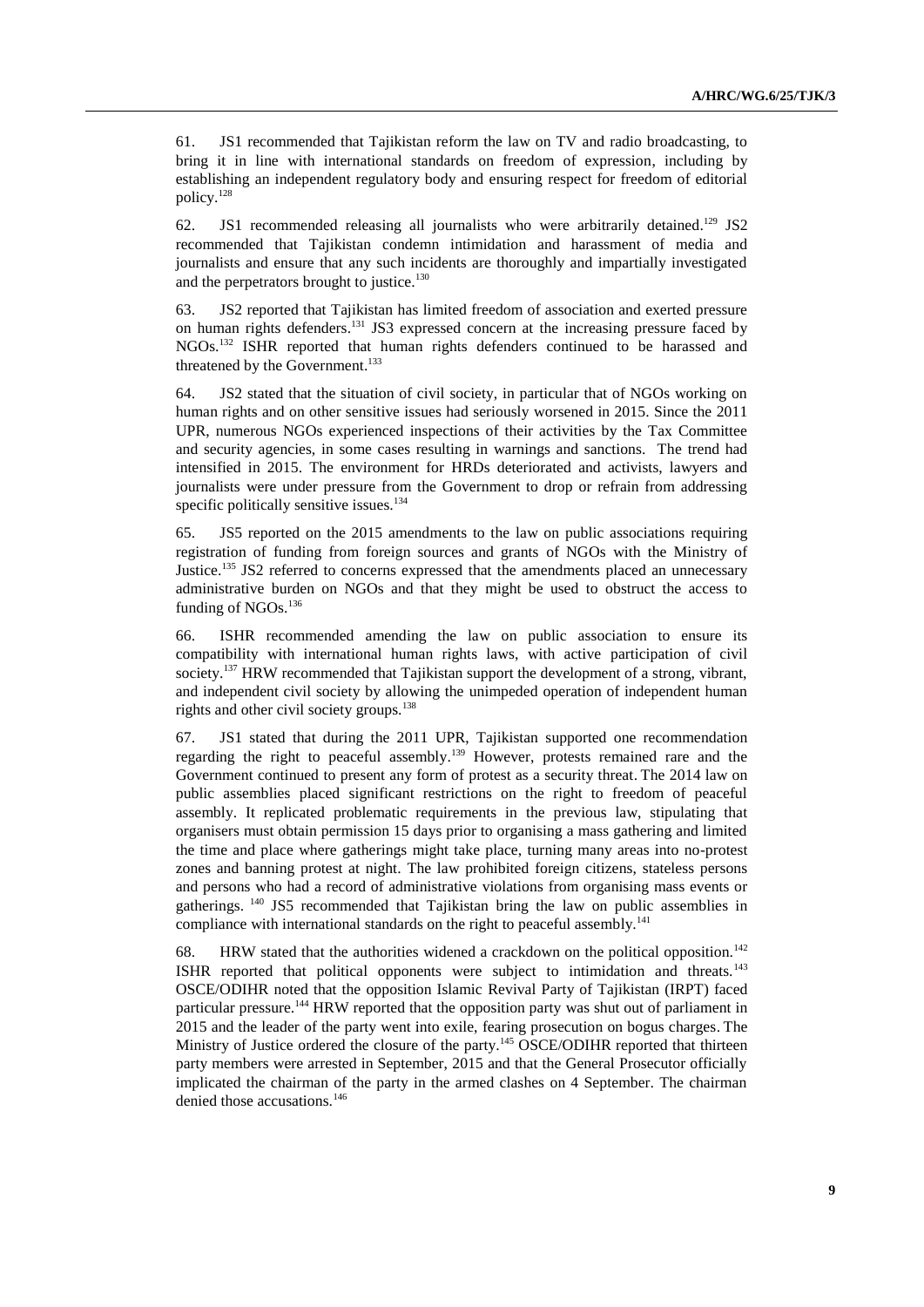61. JS1 recommended that Tajikistan reform the law on TV and radio broadcasting, to bring it in line with international standards on freedom of expression, including by establishing an independent regulatory body and ensuring respect for freedom of editorial policy.[128]

62. JS1 recommended releasing all journalists who were arbitrarily detained.[129] JS2 recommended that Tajikistan condemn intimidation and harassment of media and journalists and ensure that any such incidents are thoroughly and impartially investigated and the perpetrators brought to justice.[130]

63. JS2 reported that Tajikistan has limited freedom of association and exerted pressure on human rights defenders.[131] JS3 expressed concern at the increasing pressure faced by NGOs.[132] ISHR reported that human rights defenders continued to be harassed and threatened by the Government.[133]

64. JS2 stated that the situation of civil society, in particular that of NGOs working on human rights and on other sensitive issues had seriously worsened in 2015. Since the 2011 UPR, numerous NGOs experienced inspections of their activities by the Tax Committee and security agencies, in some cases resulting in warnings and sanctions. The trend had intensified in 2015. The environment for HRDs deteriorated and activists, lawyers and journalists were under pressure from the Government to drop or refrain from addressing specific politically sensitive issues.[134]

65. JS5 reported on the 2015 amendments to the law on public associations requiring registration of funding from foreign sources and grants of NGOs with the Ministry of Justice.[135] JS2 referred to concerns expressed that the amendments placed an unnecessary administrative burden on NGOs and that they might be used to obstruct the access to funding of NGOs.[136]

66. ISHR recommended amending the law on public association to ensure its compatibility with international human rights laws, with active participation of civil society.[137] HRW recommended that Tajikistan support the development of a strong, vibrant, and independent civil society by allowing the unimpeded operation of independent human rights and other civil society groups.[138]

67. JS1 stated that during the 2011 UPR, Tajikistan supported one recommendation regarding the right to peaceful assembly.[139] However, protests remained rare and the Government continued to present any form of protest as a security threat. The 2014 law on public assemblies placed significant restrictions on the right to freedom of peaceful assembly. It replicated problematic requirements in the previous law, stipulating that organisers must obtain permission 15 days prior to organising a mass gathering and limited the time and place where gatherings might take place, turning many areas into no-protest zones and banning protest at night. The law prohibited foreign citizens, stateless persons and persons who had a record of administrative violations from organising mass events or gatherings.[140] JS5 recommended that Tajikistan bring the law on public assemblies in compliance with international standards on the right to peaceful assembly.[141]

68. HRW stated that the authorities widened a crackdown on the political opposition.[142] ISHR reported that political opponents were subject to intimidation and threats.[143] OSCE/ODIHR noted that the opposition Islamic Revival Party of Tajikistan (IRPT) faced particular pressure.[144] HRW reported that the opposition party was shut out of parliament in 2015 and the leader of the party went into exile, fearing prosecution on bogus charges. The Ministry of Justice ordered the closure of the party.[145] OSCE/ODIHR reported that thirteen party members were arrested in September, 2015 and that the General Prosecutor officially implicated the chairman of the party in the armed clashes on 4 September. The chairman denied those accusations.[146]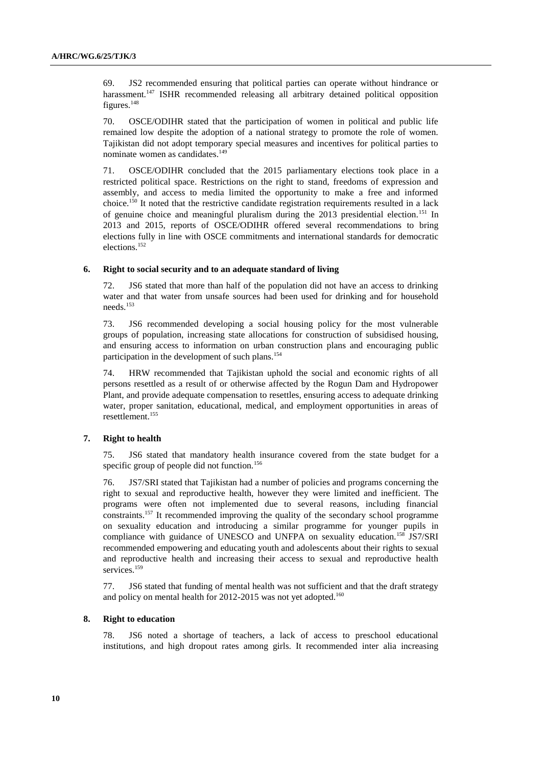69. JS2 recommended ensuring that political parties can operate without hindrance or harassment.[147] ISHR recommended releasing all arbitrary detained political opposition figures.[148]

70. OSCE/ODIHR stated that the participation of women in political and public life remained low despite the adoption of a national strategy to promote the role of women. Tajikistan did not adopt temporary special measures and incentives for political parties to nominate women as candidates.[149]

71. OSCE/ODIHR concluded that the 2015 parliamentary elections took place in a restricted political space. Restrictions on the right to stand, freedoms of expression and assembly, and access to media limited the opportunity to make a free and informed choice.[150] It noted that the restrictive candidate registration requirements resulted in a lack of genuine choice and meaningful pluralism during the 2013 presidential election.[151] In 2013 and 2015, reports of OSCE/ODIHR offered several recommendations to bring elections fully in line with OSCE commitments and international standards for democratic elections.[152]

### 6. Right to social security and to an adequate standard of living

72. JS6 stated that more than half of the population did not have an access to drinking water and that water from unsafe sources had been used for drinking and for household needs.[153]

73. JS6 recommended developing a social housing policy for the most vulnerable groups of population, increasing state allocations for construction of subsidised housing, and ensuring access to information on urban construction plans and encouraging public participation in the development of such plans.[154]

74. HRW recommended that Tajikistan uphold the social and economic rights of all persons resettled as a result of or otherwise affected by the Rogun Dam and Hydropower Plant, and provide adequate compensation to resettles, ensuring access to adequate drinking water, proper sanitation, educational, medical, and employment opportunities in areas of resettlement.[155]

### 7. Right to health

75. JS6 stated that mandatory health insurance covered from the state budget for a specific group of people did not function.[156]

76. JS7/SRI stated that Tajikistan had a number of policies and programs concerning the right to sexual and reproductive health, however they were limited and inefficient. The programs were often not implemented due to several reasons, including financial constraints.[157] It recommended improving the quality of the secondary school programme on sexuality education and introducing a similar programme for younger pupils in compliance with guidance of UNESCO and UNFPA on sexuality education.[158] JS7/SRI recommended empowering and educating youth and adolescents about their rights to sexual and reproductive health and increasing their access to sexual and reproductive health services.[159]

77. JS6 stated that funding of mental health was not sufficient and that the draft strategy and policy on mental health for 2012-2015 was not yet adopted.[160]

### 8. Right to education

78. JS6 noted a shortage of teachers, a lack of access to preschool educational institutions, and high dropout rates among girls. It recommended inter alia increasing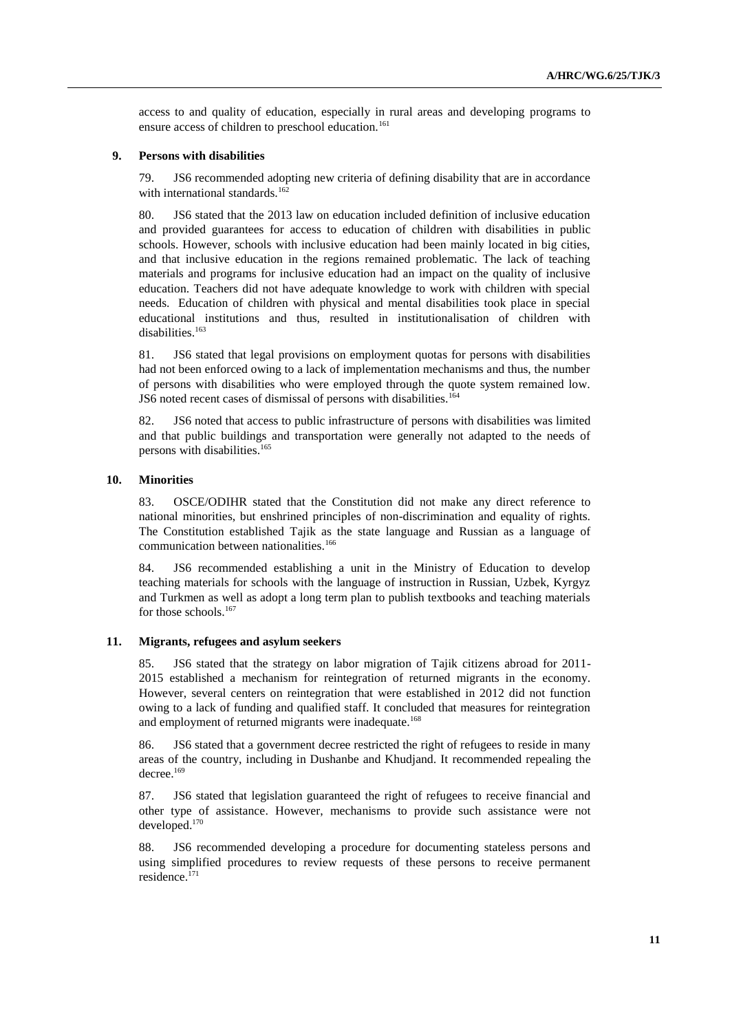access to and quality of education, especially in rural areas and developing programs to ensure access of children to preschool education.[161]

### 9. Persons with disabilities

79. JS6 recommended adopting new criteria of defining disability that are in accordance with international standards.[162]

80. JS6 stated that the 2013 law on education included definition of inclusive education and provided guarantees for access to education of children with disabilities in public schools. However, schools with inclusive education had been mainly located in big cities, and that inclusive education in the regions remained problematic. The lack of teaching materials and programs for inclusive education had an impact on the quality of inclusive education. Teachers did not have adequate knowledge to work with children with special needs. Education of children with physical and mental disabilities took place in special educational institutions and thus, resulted in institutionalisation of children with disabilities.[163]

81. JS6 stated that legal provisions on employment quotas for persons with disabilities had not been enforced owing to a lack of implementation mechanisms and thus, the number of persons with disabilities who were employed through the quote system remained low. JS6 noted recent cases of dismissal of persons with disabilities.[164]

82. JS6 noted that access to public infrastructure of persons with disabilities was limited and that public buildings and transportation were generally not adapted to the needs of persons with disabilities.[165]

### 10. Minorities

83. OSCE/ODIHR stated that the Constitution did not make any direct reference to national minorities, but enshrined principles of non-discrimination and equality of rights. The Constitution established Tajik as the state language and Russian as a language of communication between nationalities.[166]

84. JS6 recommended establishing a unit in the Ministry of Education to develop teaching materials for schools with the language of instruction in Russian, Uzbek, Kyrgyz and Turkmen as well as adopt a long term plan to publish textbooks and teaching materials for those schools.[167]

### 11. Migrants, refugees and asylum seekers

85. JS6 stated that the strategy on labor migration of Tajik citizens abroad for 2011-2015 established a mechanism for reintegration of returned migrants in the economy. However, several centers on reintegration that were established in 2012 did not function owing to a lack of funding and qualified staff. It concluded that measures for reintegration and employment of returned migrants were inadequate.[168]

86. JS6 stated that a government decree restricted the right of refugees to reside in many areas of the country, including in Dushanbe and Khudjand. It recommended repealing the decree.[169]

87. JS6 stated that legislation guaranteed the right of refugees to receive financial and other type of assistance. However, mechanisms to provide such assistance were not developed.[170]

88. JS6 recommended developing a procedure for documenting stateless persons and using simplified procedures to review requests of these persons to receive permanent residence.[171]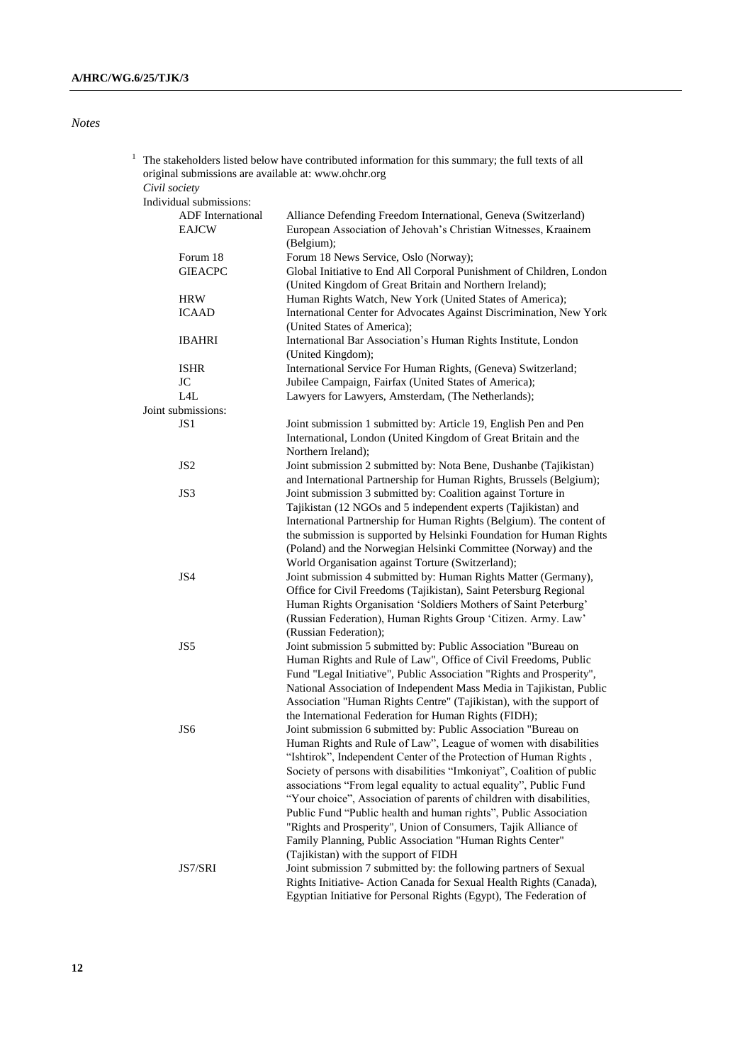*Notes*

[1] The stakeholders listed below have contributed information for this summary; the full texts of all original submissions are available at: www.ohchr.org

*Civil society*

Individual submissions:

| | |
|---|---|
| ADF International | Alliance Defending Freedom International, Geneva (Switzerland) |
| EAJCW | European Association of Jehovah's Christian Witnesses, Kraainem (Belgium); |
| Forum 18 | Forum 18 News Service, Oslo (Norway); |
| GIEACPC | Global Initiative to End All Corporal Punishment of Children, London (United Kingdom of Great Britain and Northern Ireland); |
| HRW | Human Rights Watch, New York (United States of America); |
| ICAAD | International Center for Advocates Against Discrimination, New York (United States of America); |
| IBAHRI | International Bar Association's Human Rights Institute, London (United Kingdom); |
| ISHR | International Service For Human Rights, (Geneva) Switzerland; |
| JC | Jubilee Campaign, Fairfax (United States of America); |
| L4L | Lawyers for Lawyers, Amsterdam, (The Netherlands); |

Joint submissions:

| | |
|---|---|
| JS1 | Joint submission 1 submitted by: Article 19, English Pen and Pen International, London (United Kingdom of Great Britain and the Northern Ireland); |
| JS2 | Joint submission 2 submitted by: Nota Bene, Dushanbe (Tajikistan) and International Partnership for Human Rights, Brussels (Belgium); |
| JS3 | Joint submission 3 submitted by: Coalition against Torture in Tajikistan (12 NGOs and 5 independent experts (Tajikistan) and International Partnership for Human Rights (Belgium). The content of the submission is supported by Helsinki Foundation for Human Rights (Poland) and the Norwegian Helsinki Committee (Norway) and the World Organisation against Torture (Switzerland); |
| JS4 | Joint submission 4 submitted by: Human Rights Matter (Germany), Office for Civil Freedoms (Tajikistan), Saint Petersburg Regional Human Rights Organisation 'Soldiers Mothers of Saint Peterburg' (Russian Federation), Human Rights Group 'Citizen. Army. Law' (Russian Federation); |
| JS5 | Joint submission 5 submitted by: Public Association "Bureau on Human Rights and Rule of Law", Office of Civil Freedoms, Public Fund "Legal Initiative", Public Association "Rights and Prosperity", National Association of Independent Mass Media in Tajikistan, Public Association "Human Rights Centre" (Tajikistan), with the support of the International Federation for Human Rights (FIDH); |
| JS6 | Joint submission 6 submitted by: Public Association "Bureau on Human Rights and Rule of Law", League of women with disabilities "Ishtirok", Independent Center of the Protection of Human Rights , Society of persons with disabilities "Imkoniyat", Coalition of public associations "From legal equality to actual equality", Public Fund "Your choice", Association of parents of children with disabilities, Public Fund "Public health and human rights", Public Association "Rights and Prosperity", Union of Consumers, Tajik Alliance of Family Planning, Public Association "Human Rights Center" (Tajikistan) with the support of FIDH |
| JS7/SRI | Joint submission 7 submitted by: the following partners of Sexual Rights Initiative- Action Canada for Sexual Health Rights (Canada), Egyptian Initiative for Personal Rights (Egypt), The Federation of |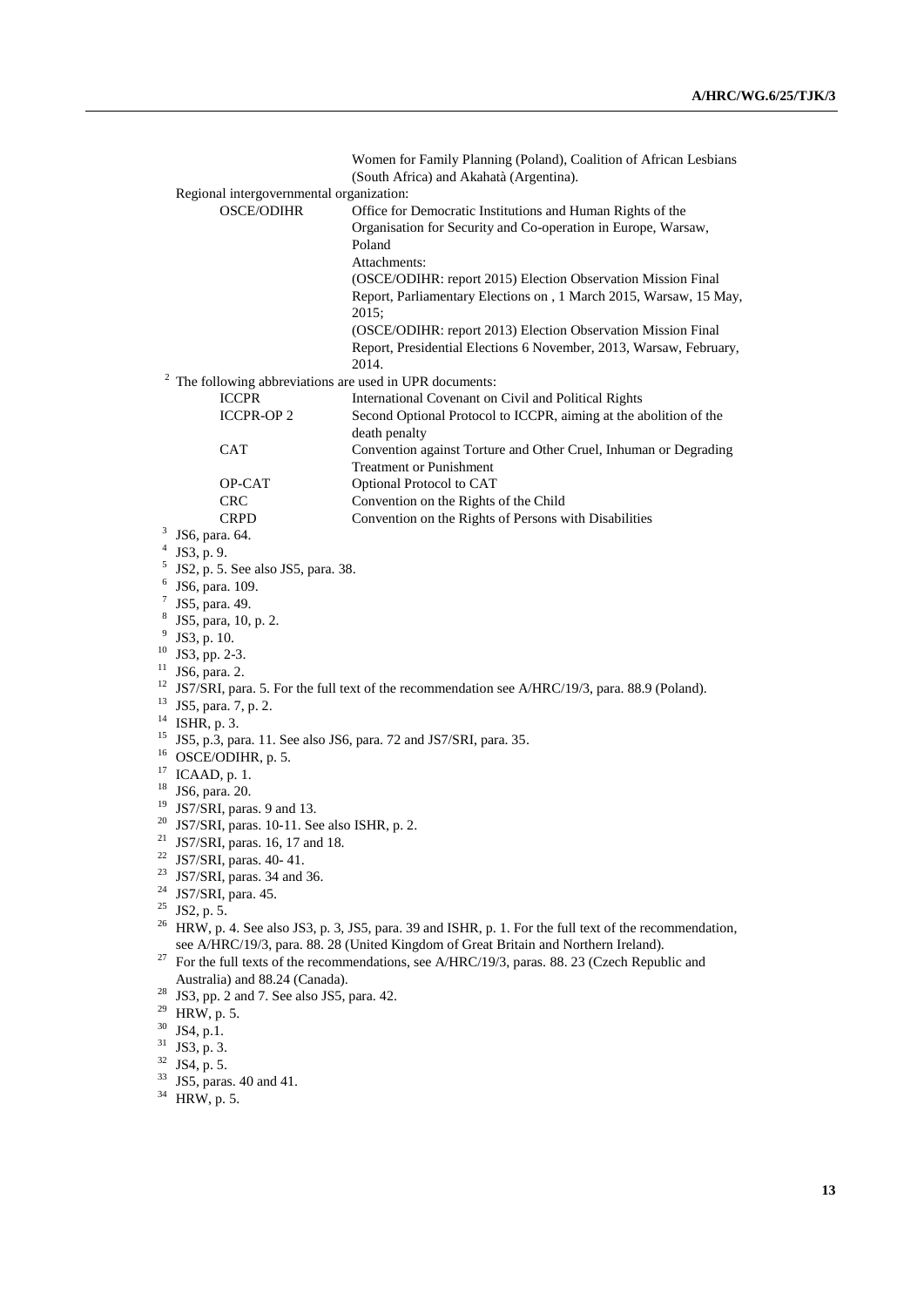Women for Family Planning (Poland), Coalition of African Lesbians (South Africa) and Akahatà (Argentina).

Regional intergovernmental organization:

| | |
|---|---|
| OSCE/ODIHR | Office for Democratic Institutions and Human Rights of the Organisation for Security and Co-operation in Europe, Warsaw, Poland |
| | Attachments: |
| | (OSCE/ODIHR: report 2015) Election Observation Mission Final Report, Parliamentary Elections on , 1 March 2015, Warsaw, 15 May, 2015; |
| | (OSCE/ODIHR: report 2013) Election Observation Mission Final Report, Presidential Elections 6 November, 2013, Warsaw, February, 2014. |

[2] The following abbreviations are used in UPR documents:

| | |
|---|---|
| ICCPR | International Covenant on Civil and Political Rights |
| ICCPR-OP 2 | Second Optional Protocol to ICCPR, aiming at the abolition of the death penalty |
| CAT | Convention against Torture and Other Cruel, Inhuman or Degrading Treatment or Punishment |
| OP-CAT | Optional Protocol to CAT |
| CRC | Convention on the Rights of the Child |
| CRPD | Convention on the Rights of Persons with Disabilities |

[3] JS6, para. 64.

[4] JS3, p. 9.

[5] JS2, p. 5. See also JS5, para. 38.

[6] JS6, para. 109.

[7] JS5, para. 49.

[8] JS5, para, 10, p. 2.

[9] JS3, p. 10.

[10] JS3, pp. 2-3.

[11] JS6, para. 2.

[12] JS7/SRI, para. 5. For the full text of the recommendation see A/HRC/19/3, para. 88.9 (Poland).

[13] JS5, para. 7, p. 2.

[14] ISHR, p. 3.

[15] JS5, p.3, para. 11. See also JS6, para. 72 and JS7/SRI, para. 35.

[16] OSCE/ODIHR, p. 5.

[17] ICAAD, p. 1.

[18] JS6, para. 20.

[19] JS7/SRI, paras. 9 and 13.

[20] JS7/SRI, paras. 10-11. See also ISHR, p. 2.

[21] JS7/SRI, paras. 16, 17 and 18.

[22] JS7/SRI, paras. 40- 41.

[23] JS7/SRI, paras. 34 and 36.

[24] JS7/SRI, para. 45.

[25] JS2, p. 5.

[26] HRW, p. 4. See also JS3, p. 3, JS5, para. 39 and ISHR, p. 1. For the full text of the recommendation, see A/HRC/19/3, para. 88. 28 (United Kingdom of Great Britain and Northern Ireland).

[27] For the full texts of the recommendations, see A/HRC/19/3, paras. 88. 23 (Czech Republic and Australia) and 88.24 (Canada).

[28] JS3, pp. 2 and 7. See also JS5, para. 42.

[29] HRW, p. 5.

[30] JS4, p.1.

[31] JS3, p. 3.

[32] JS4, p. 5.

[33] JS5, paras. 40 and 41.

[34] HRW, p. 5.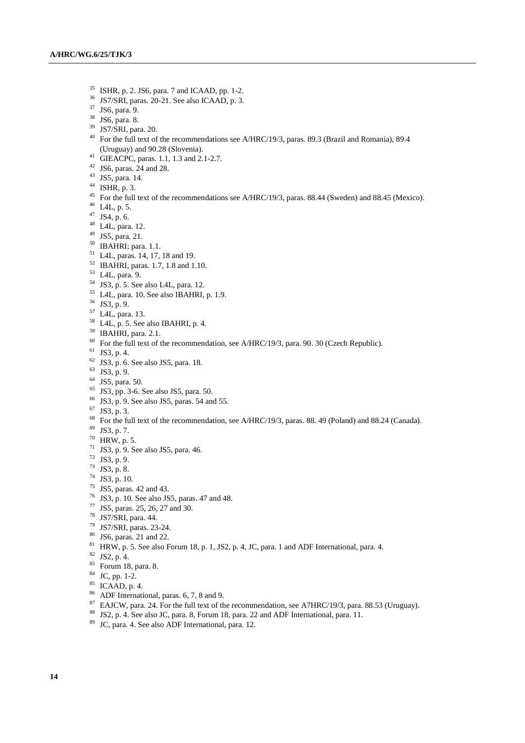[35] ISHR, p. 2. JS6, para. 7 and ICAAD, pp. 1-2.
[36] JS7/SRI, paras. 20-21. See also ICAAD, p. 3.
[37] JS6, para. 9.
[38] JS6, para. 8.
[39] JS7/SRI, para. 20.
[40] For the full text of the recommendations see A/HRC/19/3, paras. 89.3 (Brazil and Romania), 89.4 (Uruguay) and 90.28 (Slovenia).
[41] GIEACPC, paras. 1.1, 1.3 and 2.1-2.7.
[42] JS6, paras. 24 and 28.
[43] JS5, para. 14.
[44] ISHR, p. 3.
[45] For the full text of the recommendations see A/HRC/19/3, paras. 88.44 (Sweden) and 88.45 (Mexico).
[46] L4L, p. 5.
[47] JS4, p. 6.
[48] L4L, para. 12.
[49] JS5, para. 21.
[50] IBAHRI; para. 1.1.
[51] L4L, paras. 14, 17, 18 and 19.
[52] IBAHRI, paras. 1.7, 1.8 and 1.10.
[53] L4L, para. 9.
[54] JS3, p. 5. See also L4L, para. 12.
[55] L4L, para. 10. See also IBAHRI, p. 1.9.
[56] JS3, p. 9.
[57] L4L, para. 13.
[58] L4L, p. 5. See also IBAHRI, p. 4.
[59] IBAHRI, para. 2.1.
[60] For the full text of the recommendation, see A/HRC/19/3, para. 90. 30 (Czech Republic).
[61] JS3, p. 4.
[62] JS3, p. 6. See also JS5, para. 18.
[63] JS3, p. 9.
[64] JS5, para. 50.
[65] JS3, pp. 3-6. See also JS5, para. 50.
[66] JS3, p. 9. See also JS5, paras. 54 and 55.
[67] JS3, p. 3.
[68] For the full text of the recommendation, see A/HRC/19/3, paras. 88. 49 (Poland) and 88.24 (Canada).
[69] JS3, p. 7.
[70] HRW, p. 5.
[71] JS3, p. 9. See also JS5, para. 46.
[72] JS3, p. 9.
[73] JS3, p. 8.
[74] JS3, p. 10.
[75] JS5, paras. 42 and 43.
[76] JS3, p. 10. See also JS5, paras. 47 and 48.
[77] JS5, paras. 25, 26, 27 and 30.
[78] JS7/SRI, para. 44.
[79] JS7/SRI, paras. 23-24.
[80] JS6, paras. 21 and 22.
[81] HRW, p. 5. See also Forum 18, p. 1, JS2, p. 4, JC, para. 1 and ADF International, para. 4.
[82] JS2, p. 4.
[83] Forum 18, para. 8.
[84] JC, pp. 1-2.
[85] ICAAD, p. 4.
[86] ADF International, paras. 6, 7, 8 and 9.
[87] EAJCW, para. 24. For the full text of the recommendation, see A7HRC/19/3, para. 88.53 (Uruguay).
[88] JS2, p. 4. See also JC, para. 8, Forum 18, para. 22 and ADF International, para. 11.
[89] JC, para. 4. See also ADF International, para. 12.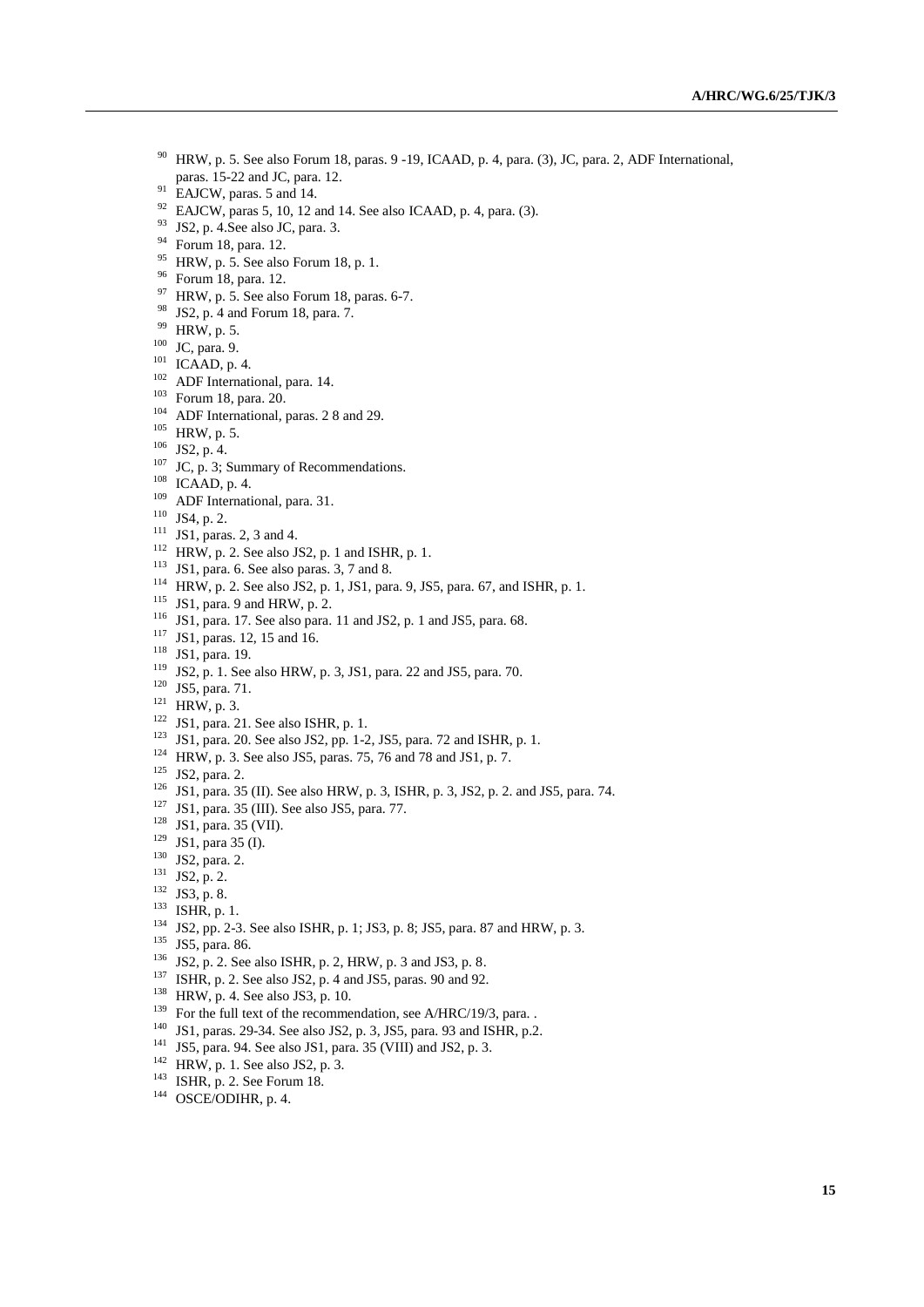[90] HRW, p. 5. See also Forum 18, paras. 9 -19, ICAAD, p. 4, para. (3), JC, para. 2, ADF International, paras. 15-22 and JC, para. 12.

[91] EAJCW, paras. 5 and 14.

[92] EAJCW, paras 5, 10, 12 and 14. See also ICAAD, p. 4, para. (3).

[93] JS2, p. 4.See also JC, para. 3.

[94] Forum 18, para. 12.

[95] HRW, p. 5. See also Forum 18, p. 1.

[96] Forum 18, para. 12.

[97] HRW, p. 5. See also Forum 18, paras. 6-7.

[98] JS2, p. 4 and Forum 18, para. 7.

[99] HRW, p. 5.

[100] JC, para. 9.

[101] ICAAD, p. 4.

[102] ADF International, para. 14.

[103] Forum 18, para. 20.

[104] ADF International, paras. 2 8 and 29.

[105] HRW, p. 5.

[106] JS2, p. 4.

[107] JC, p. 3; Summary of Recommendations.

[108] ICAAD, p. 4.

[109] ADF International, para. 31.

[110] JS4, p. 2.

[111] JS1, paras. 2, 3 and 4.

[112] HRW, p. 2. See also JS2, p. 1 and ISHR, p. 1.

[113] JS1, para. 6. See also paras. 3, 7 and 8.

[114] HRW, p. 2. See also JS2, p. 1, JS1, para. 9, JS5, para. 67, and ISHR, p. 1.

[115] JS1, para. 9 and HRW, p. 2.

[116] JS1, para. 17. See also para. 11 and JS2, p. 1 and JS5, para. 68.

[117] JS1, paras. 12, 15 and 16.

[118] JS1, para. 19.

[119] JS2, p. 1. See also HRW, p. 3, JS1, para. 22 and JS5, para. 70.

[120] JS5, para. 71.

[121] HRW, p. 3.

[122] JS1, para. 21. See also ISHR, p. 1.

[123] JS1, para. 20. See also JS2, pp. 1-2, JS5, para. 72 and ISHR, p. 1.

[124] HRW, p. 3. See also JS5, paras. 75, 76 and 78 and JS1, p. 7.

[125] JS2, para. 2.

[126] JS1, para. 35 (II). See also HRW, p. 3, ISHR, p. 3, JS2, p. 2. and JS5, para. 74.

[127] JS1, para. 35 (III). See also JS5, para. 77.

[128] JS1, para. 35 (VII).

[129] JS1, para 35 (I).

[130] JS2, para. 2.

[131] JS2, p. 2.

[132] JS3, p. 8.

[133] ISHR, p. 1.

[134] JS2, pp. 2-3. See also ISHR, p. 1; JS3, p. 8; JS5, para. 87 and HRW, p. 3.

[135] JS5, para. 86.

[136] JS2, p. 2. See also ISHR, p. 2, HRW, p. 3 and JS3, p. 8.

[137] ISHR, p. 2. See also JS2, p. 4 and JS5, paras. 90 and 92.

[138] HRW, p. 4. See also JS3, p. 10.

[139] For the full text of the recommendation, see A/HRC/19/3, para. .

[140] JS1, paras. 29-34. See also JS2, p. 3, JS5, para. 93 and ISHR, p.2.

[141] JS5, para. 94. See also JS1, para. 35 (VIII) and JS2, p. 3.

[142] HRW, p. 1. See also JS2, p. 3.

[143] ISHR, p. 2. See Forum 18.

[144] OSCE/ODIHR, p. 4.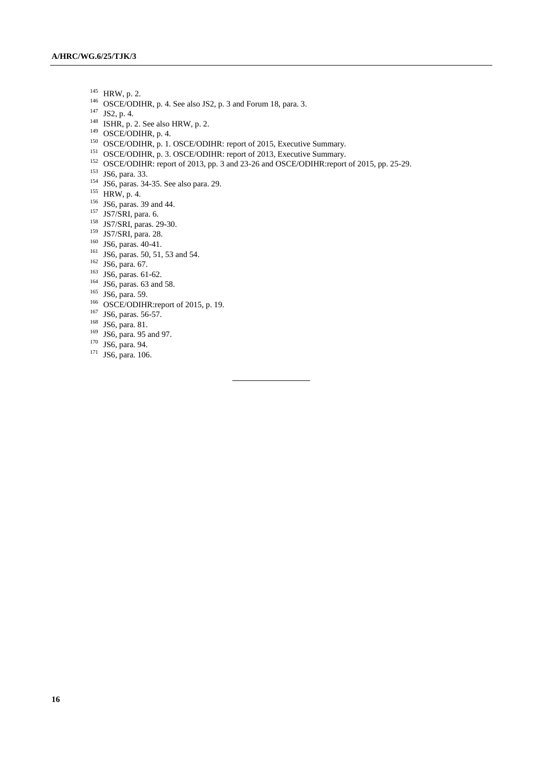[145] HRW, p. 2.
[146] OSCE/ODIHR, p. 4. See also JS2, p. 3 and Forum 18, para. 3.
[147] JS2, p. 4.
[148] ISHR, p. 2. See also HRW, p. 2.
[149] OSCE/ODIHR, p. 4.
[150] OSCE/ODIHR, p. 1. OSCE/ODIHR: report of 2015, Executive Summary.
[151] OSCE/ODIHR, p. 3. OSCE/ODIHR: report of 2013, Executive Summary.
[152] OSCE/ODIHR: report of 2013, pp. 3 and 23-26 and OSCE/ODIHR:report of 2015, pp. 25-29.
[153] JS6, para. 33.
[154] JS6, paras. 34-35. See also para. 29.
[155] HRW, p. 4.
[156] JS6, paras. 39 and 44.
[157] JS7/SRI, para. 6.
[158] JS7/SRI, paras. 29-30.
[159] JS7/SRI, para. 28.
[160] JS6, paras. 40-41.
[161] JS6, paras. 50, 51, 53 and 54.
[162] JS6, para. 67.
[163] JS6, paras. 61-62.
[164] JS6, paras. 63 and 58.
[165] JS6, para. 59.
[166] OSCE/ODIHR:report of 2015, p. 19.
[167] JS6, paras. 56-57.
[168] JS6, para. 81.
[169] JS6, para. 95 and 97.
[170] JS6, para. 94.
[171] JS6, para. 106.